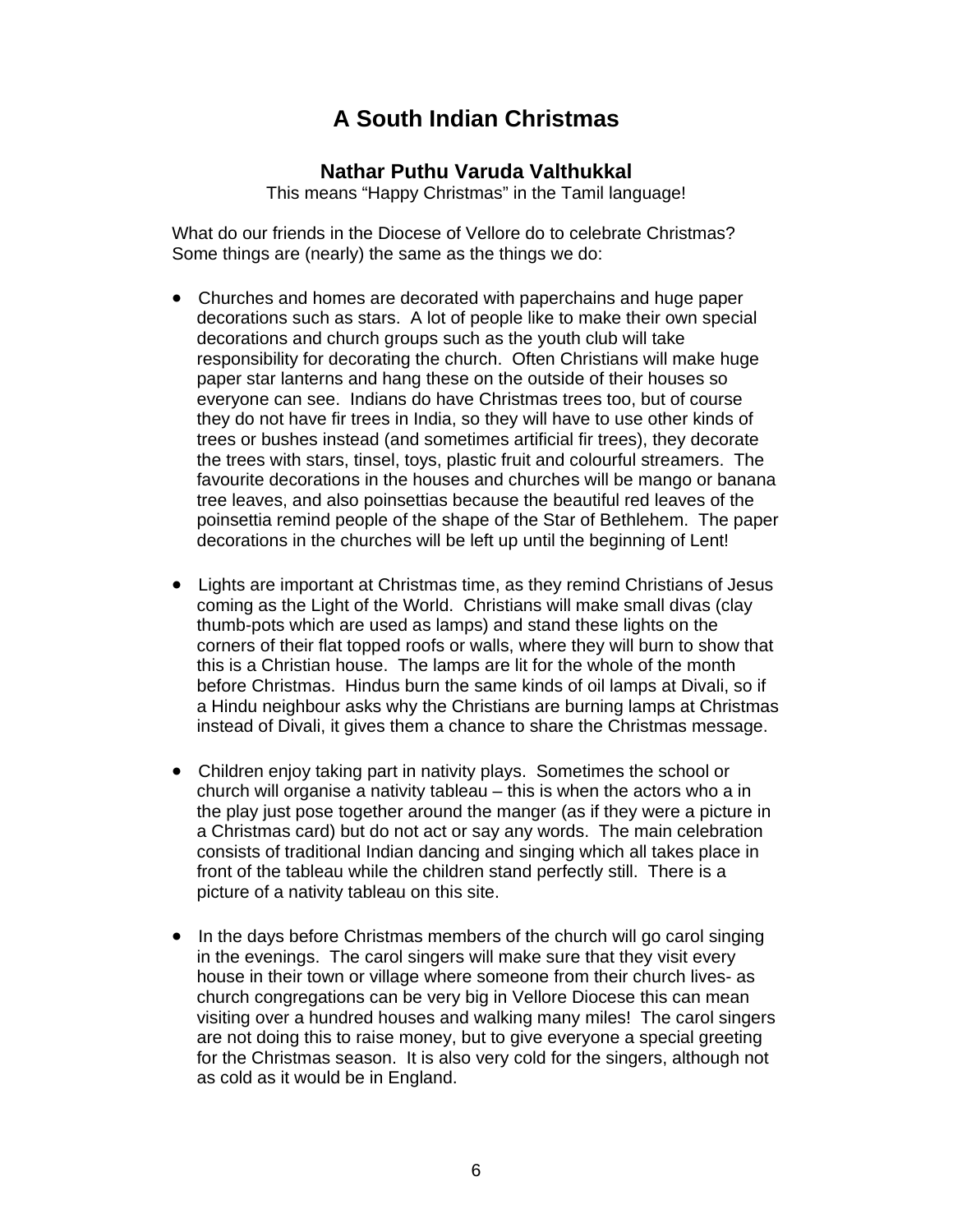# A South Indian Christmas

### Nathar Puthu Varuda Valthukkal

This means "Happy Christmas" in the Tamil language!

What do our friends in the Diocese of Vellore do to celebrate Christmas? Some things are (nearly) the same as the things we do:

- Churches and homes are decorated with paperchains and huge paper decorations such as stars. A lot of people like to make their own special decorations and church groups such as the youth club will take responsibility for decorating the church. Often Christians will make huge paper star lanterns and hang these on the outside of their houses so everyone can see. Indians do have Christmas trees too, but of course they do not have fir trees in India, so they will have to use other kinds of trees or bushes instead (and sometimes artificial fir trees), they decorate the trees with stars, tinsel, toys, plastic fruit and colourful streamers. The favourite decorations in the houses and churches will be mango or banana tree leaves, and also poinsettias because the beautiful red leaves of the poinsettia remind people of the shape of the Star of Bethlehem. The paper decorations in the churches will be left up until the beginning of Lent!

- Lights are important at Christmas time, as they remind Christians of Jesus coming as the Light of the World. Christians will make small divas (clay thumb-pots which are used as lamps) and stand these lights on the corners of their flat topped roofs or walls, where they will burn to show that this is a Christian house. The lamps are lit for the whole of the month before Christmas. Hindus burn the same kinds of oil lamps at Divali, so if a Hindu neighbour asks why the Christians are burning lamps at Christmas instead of Divali, it gives them a chance to share the Christmas message.

- Children enjoy taking part in nativity plays. Sometimes the school or church will organise a nativity tableau – this is when the actors who a in the play just pose together around the manger (as if they were a picture in a Christmas card) but do not act or say any words. The main celebration consists of traditional Indian dancing and singing which all takes place in front of the tableau while the children stand perfectly still. There is a picture of a nativity tableau on this site.

- In the days before Christmas members of the church will go carol singing in the evenings. The carol singers will make sure that they visit every house in their town or village where someone from their church lives- as church congregations can be very big in Vellore Diocese this can mean visiting over a hundred houses and walking many miles! The carol singers are not doing this to raise money, but to give everyone a special greeting for the Christmas season. It is also very cold for the singers, although not as cold as it would be in England.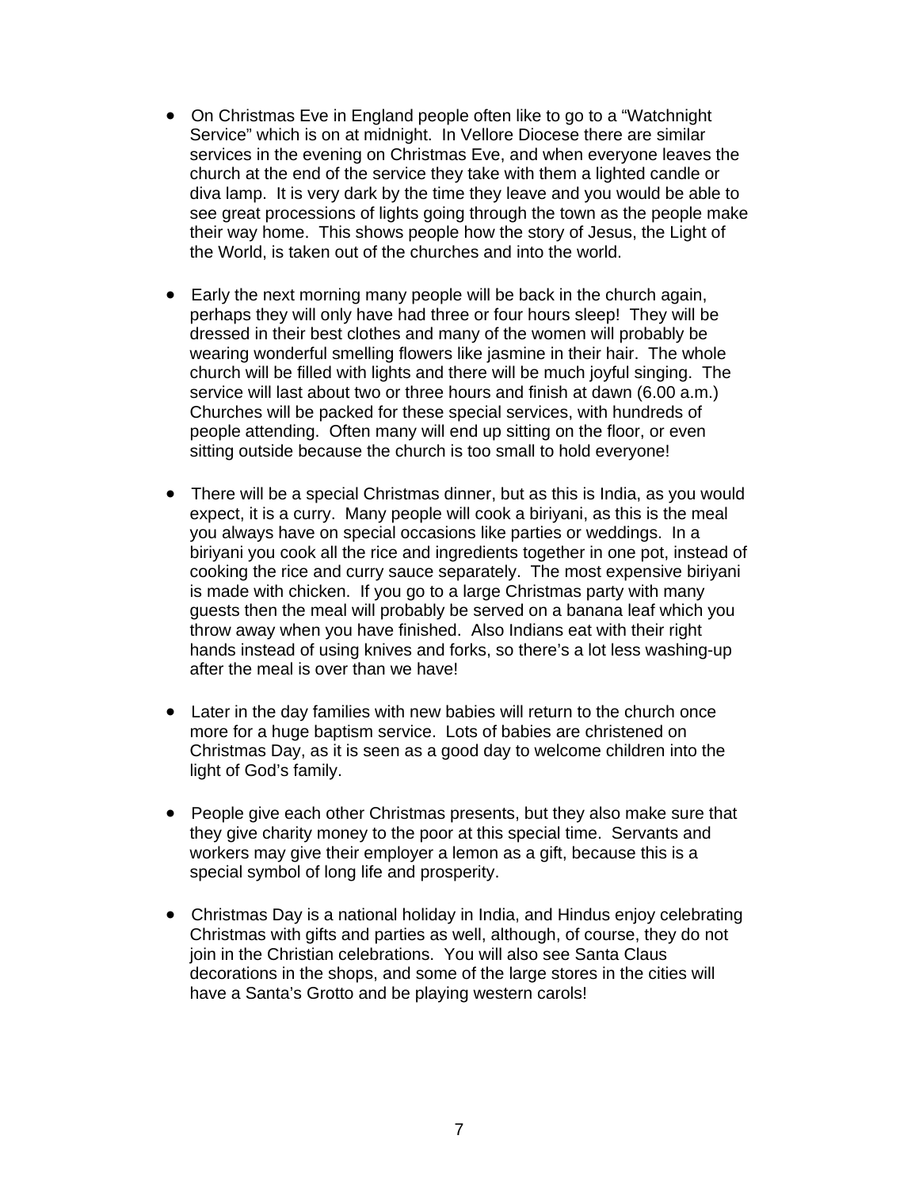- On Christmas Eve in England people often like to go to a "Watchnight Service" which is on at midnight. In Vellore Diocese there are similar services in the evening on Christmas Eve, and when everyone leaves the church at the end of the service they take with them a lighted candle or diva lamp. It is very dark by the time they leave and you would be able to see great processions of lights going through the town as the people make their way home. This shows people how the story of Jesus, the Light of the World, is taken out of the churches and into the world.

- Early the next morning many people will be back in the church again, perhaps they will only have had three or four hours sleep! They will be dressed in their best clothes and many of the women will probably be wearing wonderful smelling flowers like jasmine in their hair. The whole church will be filled with lights and there will be much joyful singing. The service will last about two or three hours and finish at dawn (6.00 a.m.) Churches will be packed for these special services, with hundreds of people attending. Often many will end up sitting on the floor, or even sitting outside because the church is too small to hold everyone!

- There will be a special Christmas dinner, but as this is India, as you would expect, it is a curry. Many people will cook a biriyani, as this is the meal you always have on special occasions like parties or weddings. In a biriyani you cook all the rice and ingredients together in one pot, instead of cooking the rice and curry sauce separately. The most expensive biriyani is made with chicken. If you go to a large Christmas party with many guests then the meal will probably be served on a banana leaf which you throw away when you have finished. Also Indians eat with their right hands instead of using knives and forks, so there's a lot less washing-up after the meal is over than we have!

- Later in the day families with new babies will return to the church once more for a huge baptism service. Lots of babies are christened on Christmas Day, as it is seen as a good day to welcome children into the light of God's family.

- People give each other Christmas presents, but they also make sure that they give charity money to the poor at this special time. Servants and workers may give their employer a lemon as a gift, because this is a special symbol of long life and prosperity.

- Christmas Day is a national holiday in India, and Hindus enjoy celebrating Christmas with gifts and parties as well, although, of course, they do not join in the Christian celebrations. You will also see Santa Claus decorations in the shops, and some of the large stores in the cities will have a Santa's Grotto and be playing western carols!